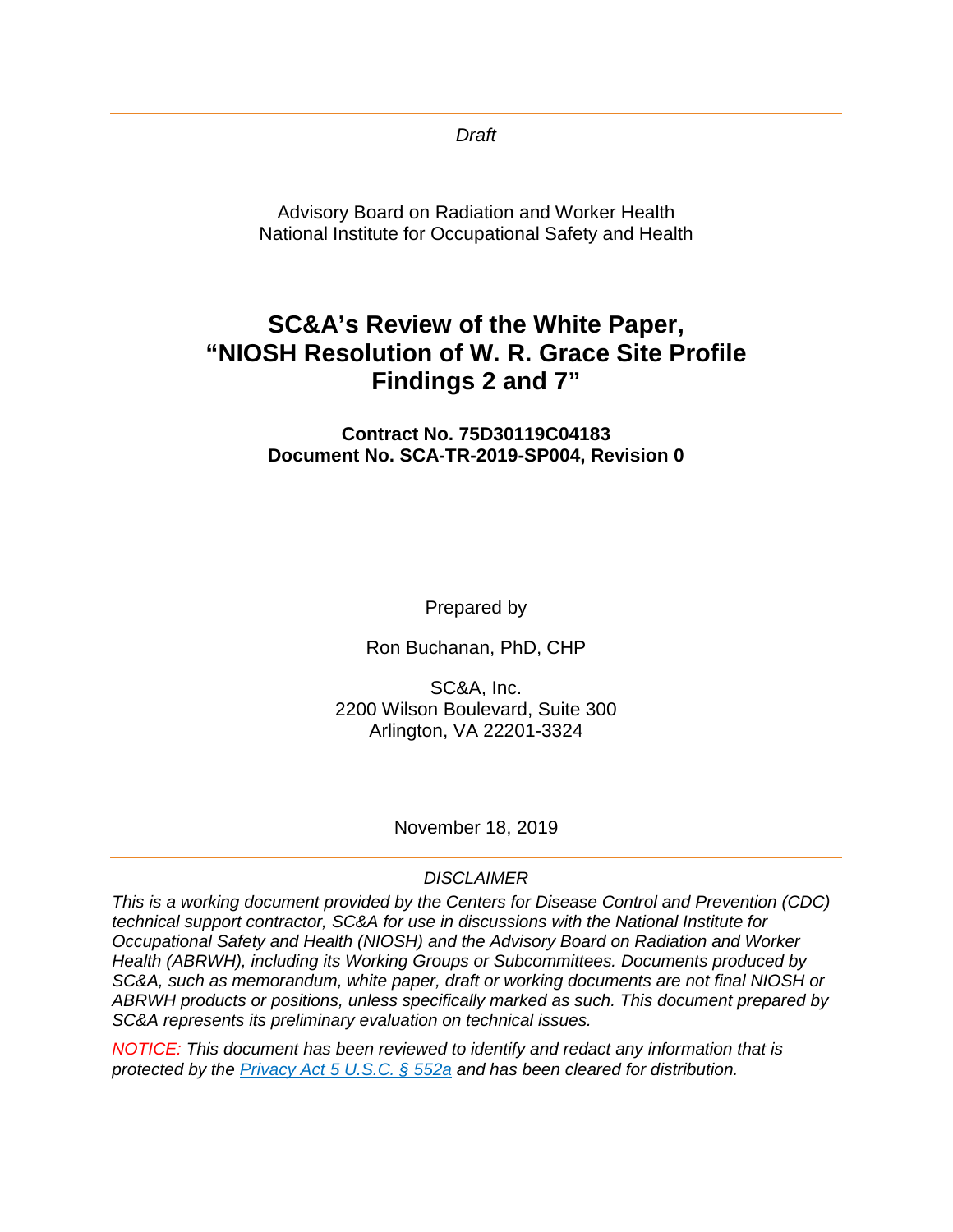*Draft*

Advisory Board on Radiation and Worker Health
National Institute for Occupational Safety and Health

# SC&A's Review of the White Paper, "NIOSH Resolution of W. R. Grace Site Profile Findings 2 and 7"

**Contract No. 75D30119C04183**
**Document No. SCA-TR-2019-SP004, Revision 0**

Prepared by

Ron Buchanan, PhD, CHP

SC&A, Inc.
2200 Wilson Boulevard, Suite 300
Arlington, VA 22201-3324

November 18, 2019

*DISCLAIMER*

*This is a working document provided by the Centers for Disease Control and Prevention (CDC) technical support contractor, SC&A for use in discussions with the National Institute for Occupational Safety and Health (NIOSH) and the Advisory Board on Radiation and Worker Health (ABRWH), including its Working Groups or Subcommittees. Documents produced by SC&A, such as memorandum, white paper, draft or working documents are not final NIOSH or ABRWH products or positions, unless specifically marked as such. This document prepared by SC&A represents its preliminary evaluation on technical issues.*

*NOTICE: This document has been reviewed to identify and redact any information that is protected by the [Privacy Act 5 U.S.C. § 552a] and has been cleared for distribution.*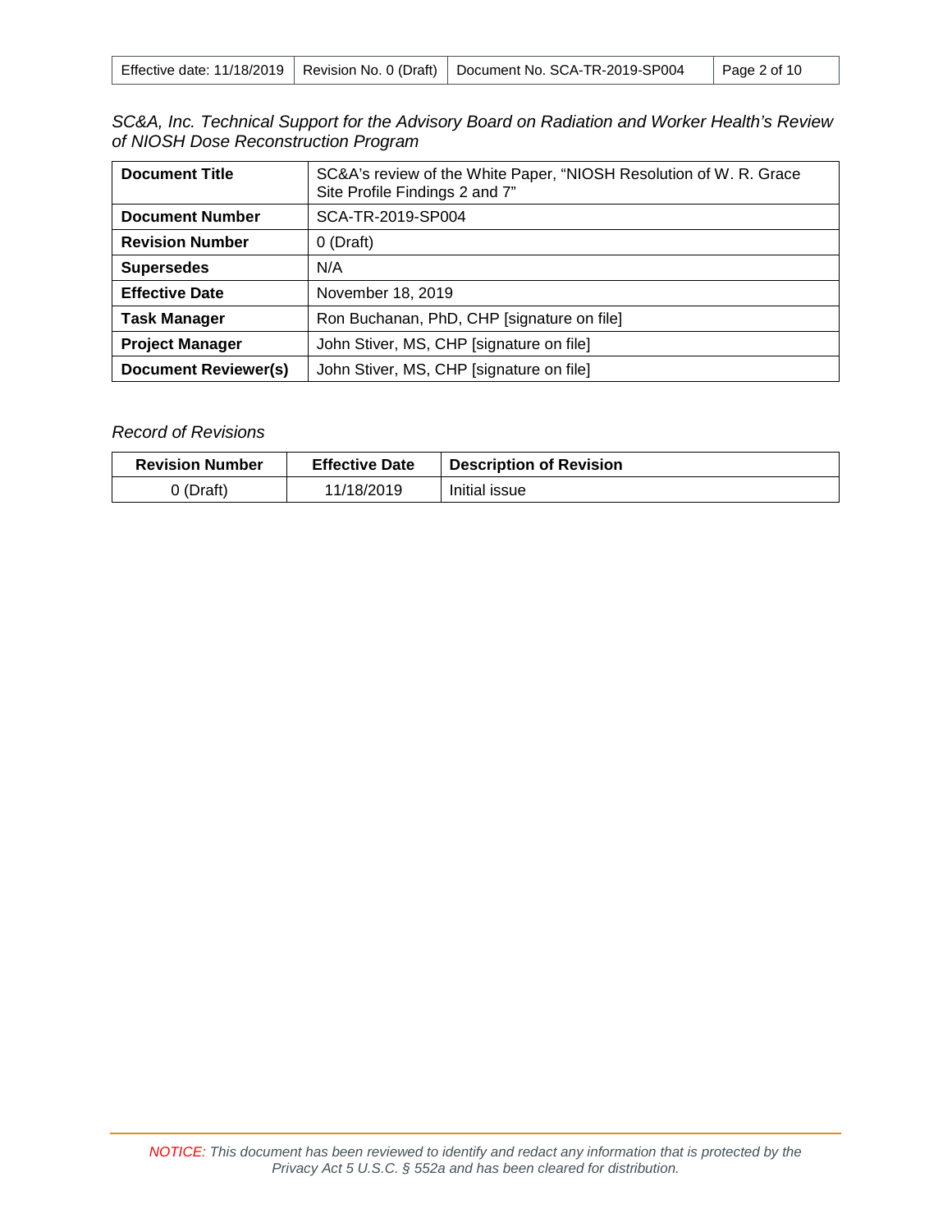*SC&A, Inc. Technical Support for the Advisory Board on Radiation and Worker Health's Review of NIOSH Dose Reconstruction Program*

| **Document Title** | SC&A's review of the White Paper, "NIOSH Resolution of W. R. Grace Site Profile Findings 2 and 7" |
|---|---|
| **Document Number** | SCA-TR-2019-SP004 |
| **Revision Number** | 0 (Draft) |
| **Supersedes** | N/A |
| **Effective Date** | November 18, 2019 |
| **Task Manager** | Ron Buchanan, PhD, CHP [signature on file] |
| **Project Manager** | John Stiver, MS, CHP [signature on file] |
| **Document Reviewer(s)** | John Stiver, MS, CHP [signature on file] |

*Record of Revisions*

| Revision Number | Effective Date | Description of Revision |
|---|---|---|
| 0 (Draft) | 11/18/2019 | Initial issue |

*NOTICE: This document has been reviewed to identify and redact any information that is protected by the Privacy Act 5 U.S.C. § 552a and has been cleared for distribution.*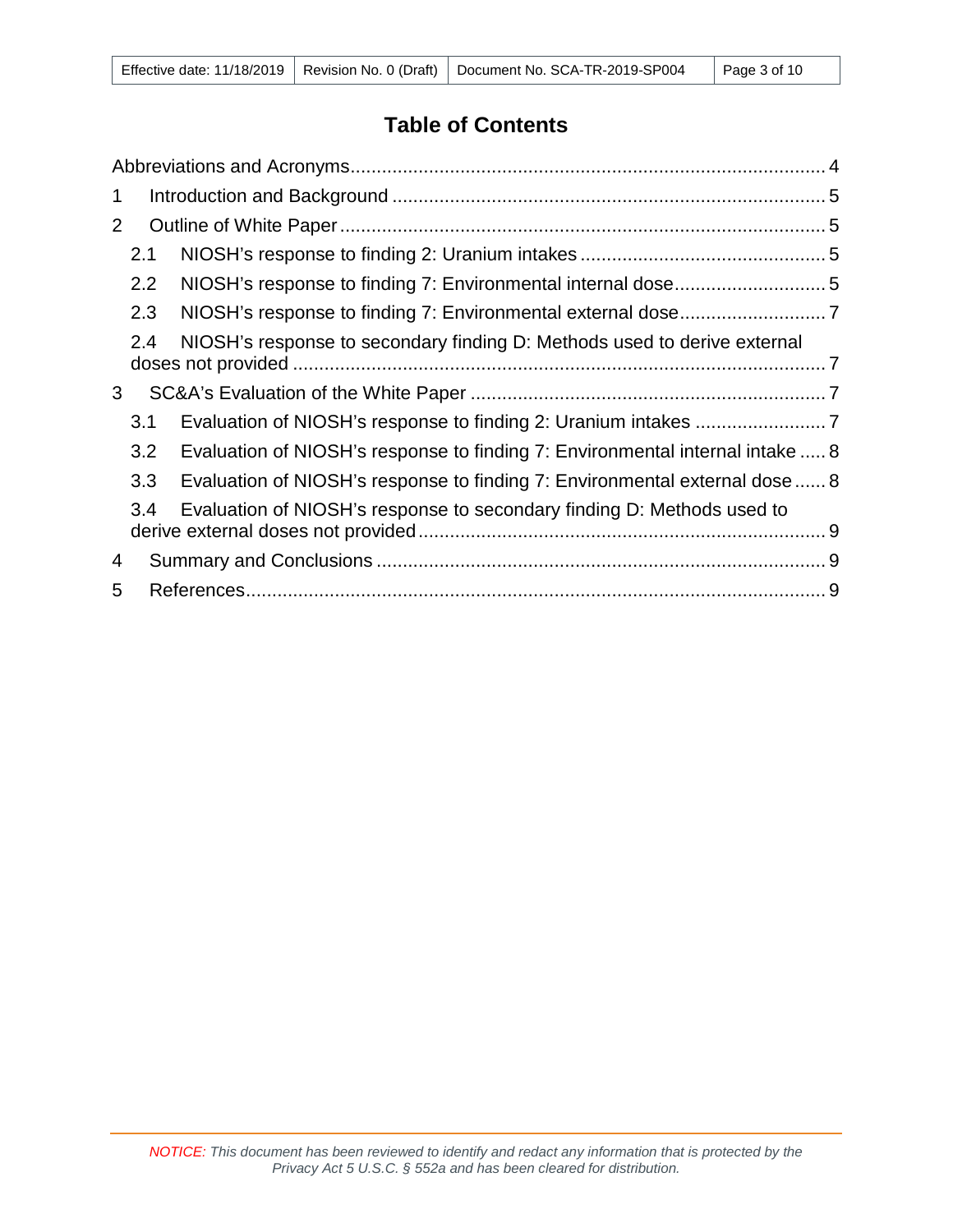# Table of Contents

Abbreviations and Acronyms ..... 4

1 Introduction and Background ..... 5

2 Outline of White Paper ..... 5

- 2.1 NIOSH's response to finding 2: Uranium intakes ..... 5
- 2.2 NIOSH's response to finding 7: Environmental internal dose ..... 5
- 2.3 NIOSH's response to finding 7: Environmental external dose ..... 7
- 2.4 NIOSH's response to secondary finding D: Methods used to derive external doses not provided ..... 7

3 SC&A's Evaluation of the White Paper ..... 7

- 3.1 Evaluation of NIOSH's response to finding 2: Uranium intakes ..... 7
- 3.2 Evaluation of NIOSH's response to finding 7: Environmental internal intake ..... 8
- 3.3 Evaluation of NIOSH's response to finding 7: Environmental external dose ..... 8
- 3.4 Evaluation of NIOSH's response to secondary finding D: Methods used to derive external doses not provided ..... 9

4 Summary and Conclusions ..... 9

5 References ..... 9

*NOTICE: This document has been reviewed to identify and redact any information that is protected by the Privacy Act 5 U.S.C. § 552a and has been cleared for distribution.*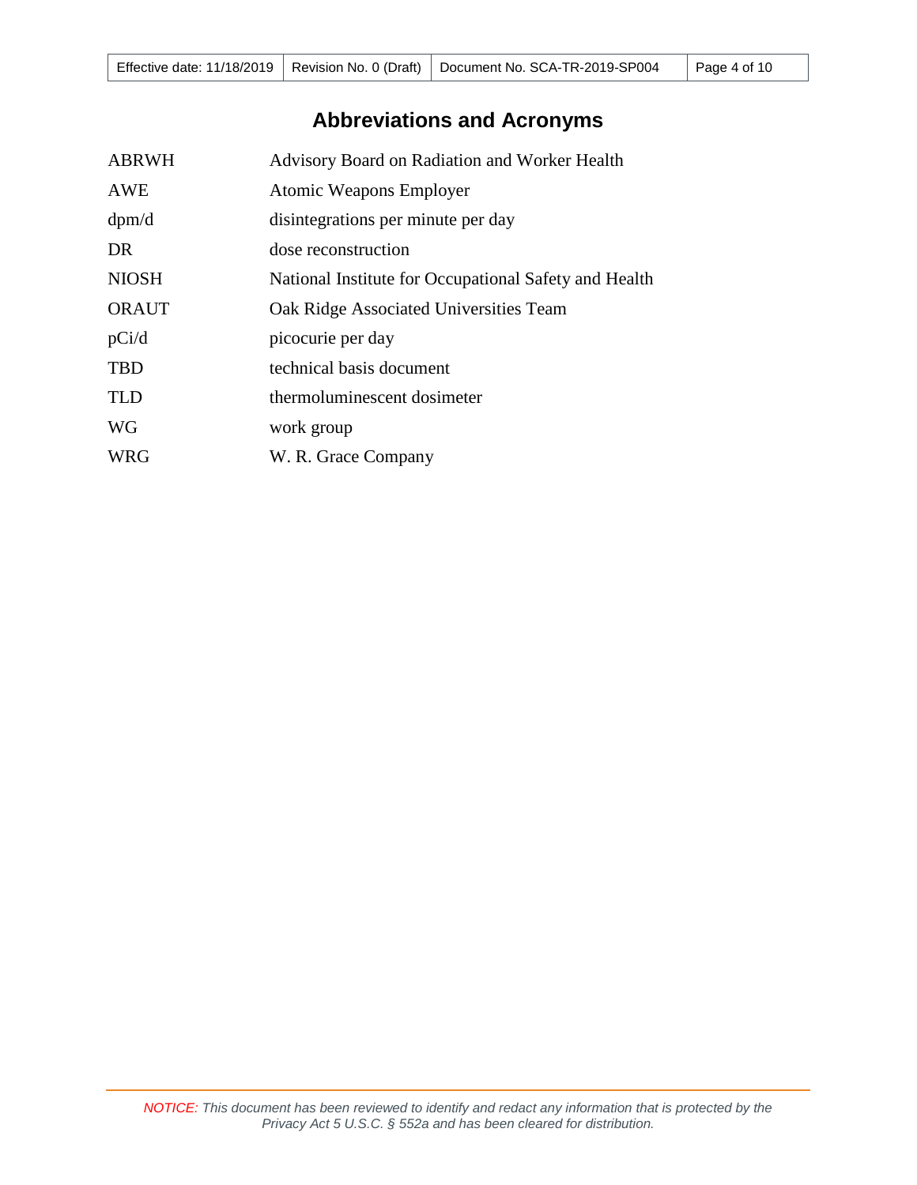# Abbreviations and Acronyms

| | |
|---|---|
| ABRWH | Advisory Board on Radiation and Worker Health |
| AWE | Atomic Weapons Employer |
| dpm/d | disintegrations per minute per day |
| DR | dose reconstruction |
| NIOSH | National Institute for Occupational Safety and Health |
| ORAUT | Oak Ridge Associated Universities Team |
| pCi/d | picocurie per day |
| TBD | technical basis document |
| TLD | thermoluminescent dosimeter |
| WG | work group |
| WRG | W. R. Grace Company |

*NOTICE: This document has been reviewed to identify and redact any information that is protected by the Privacy Act 5 U.S.C. § 552a and has been cleared for distribution.*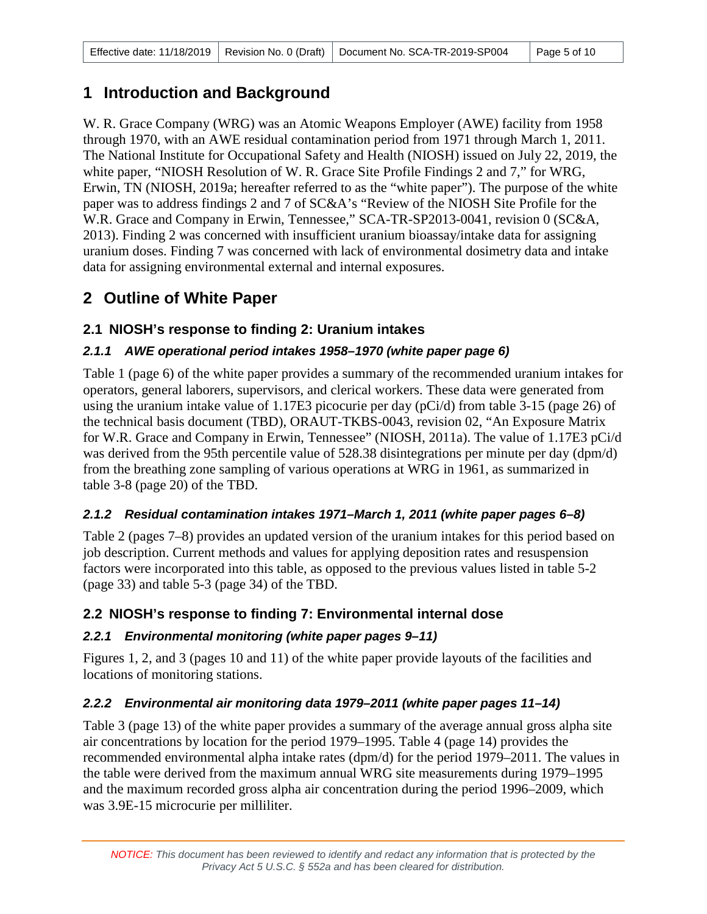# 1 Introduction and Background

W. R. Grace Company (WRG) was an Atomic Weapons Employer (AWE) facility from 1958 through 1970, with an AWE residual contamination period from 1971 through March 1, 2011. The National Institute for Occupational Safety and Health (NIOSH) issued on July 22, 2019, the white paper, "NIOSH Resolution of W. R. Grace Site Profile Findings 2 and 7," for WRG, Erwin, TN (NIOSH, 2019a; hereafter referred to as the "white paper"). The purpose of the white paper was to address findings 2 and 7 of SC&A's "Review of the NIOSH Site Profile for the W.R. Grace and Company in Erwin, Tennessee," SCA-TR-SP2013-0041, revision 0 (SC&A, 2013). Finding 2 was concerned with insufficient uranium bioassay/intake data for assigning uranium doses. Finding 7 was concerned with lack of environmental dosimetry data and intake data for assigning environmental external and internal exposures.

# 2 Outline of White Paper

## 2.1 NIOSH's response to finding 2: Uranium intakes

### *2.1.1 AWE operational period intakes 1958–1970 (white paper page 6)*

Table 1 (page 6) of the white paper provides a summary of the recommended uranium intakes for operators, general laborers, supervisors, and clerical workers. These data were generated from using the uranium intake value of 1.17E3 picocurie per day (pCi/d) from table 3-15 (page 26) of the technical basis document (TBD), ORAUT-TKBS-0043, revision 02, "An Exposure Matrix for W.R. Grace and Company in Erwin, Tennessee" (NIOSH, 2011a). The value of 1.17E3 pCi/d was derived from the 95th percentile value of 528.38 disintegrations per minute per day (dpm/d) from the breathing zone sampling of various operations at WRG in 1961, as summarized in table 3-8 (page 20) of the TBD.

### *2.1.2 Residual contamination intakes 1971–March 1, 2011 (white paper pages 6–8)*

Table 2 (pages 7–8) provides an updated version of the uranium intakes for this period based on job description. Current methods and values for applying deposition rates and resuspension factors were incorporated into this table, as opposed to the previous values listed in table 5-2 (page 33) and table 5-3 (page 34) of the TBD.

## 2.2 NIOSH's response to finding 7: Environmental internal dose

### *2.2.1 Environmental monitoring (white paper pages 9–11)*

Figures 1, 2, and 3 (pages 10 and 11) of the white paper provide layouts of the facilities and locations of monitoring stations.

### *2.2.2 Environmental air monitoring data 1979–2011 (white paper pages 11–14)*

Table 3 (page 13) of the white paper provides a summary of the average annual gross alpha site air concentrations by location for the period 1979–1995. Table 4 (page 14) provides the recommended environmental alpha intake rates (dpm/d) for the period 1979–2011. The values in the table were derived from the maximum annual WRG site measurements during 1979–1995 and the maximum recorded gross alpha air concentration during the period 1996–2009, which was 3.9E-15 microcurie per milliliter.

*NOTICE: This document has been reviewed to identify and redact any information that is protected by the Privacy Act 5 U.S.C. § 552a and has been cleared for distribution.*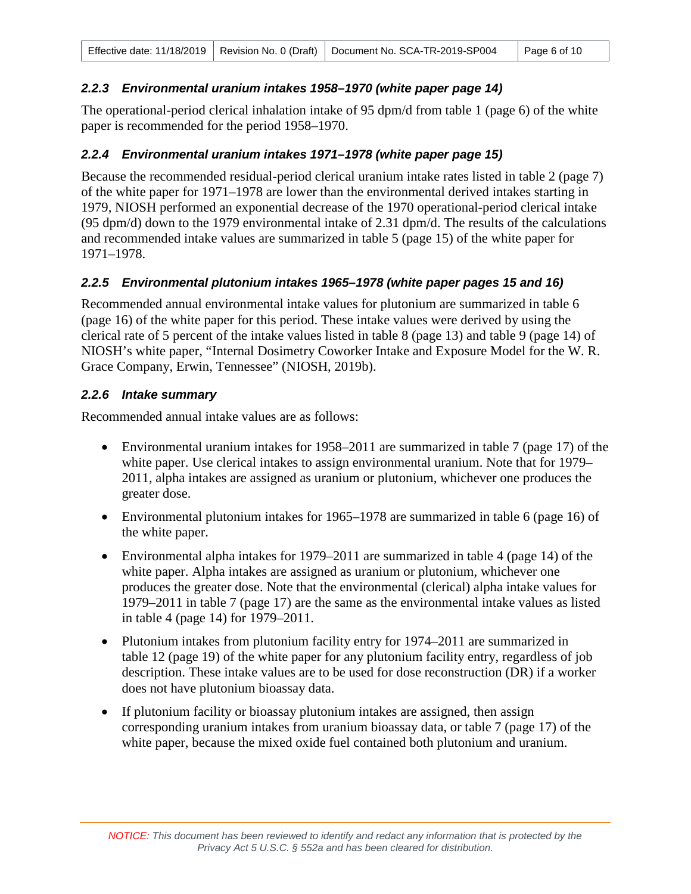### *2.2.3 Environmental uranium intakes 1958–1970 (white paper page 14)*

The operational-period clerical inhalation intake of 95 dpm/d from table 1 (page 6) of the white paper is recommended for the period 1958–1970.

### *2.2.4 Environmental uranium intakes 1971–1978 (white paper page 15)*

Because the recommended residual-period clerical uranium intake rates listed in table 2 (page 7) of the white paper for 1971–1978 are lower than the environmental derived intakes starting in 1979, NIOSH performed an exponential decrease of the 1970 operational-period clerical intake (95 dpm/d) down to the 1979 environmental intake of 2.31 dpm/d. The results of the calculations and recommended intake values are summarized in table 5 (page 15) of the white paper for 1971–1978.

### *2.2.5 Environmental plutonium intakes 1965–1978 (white paper pages 15 and 16)*

Recommended annual environmental intake values for plutonium are summarized in table 6 (page 16) of the white paper for this period. These intake values were derived by using the clerical rate of 5 percent of the intake values listed in table 8 (page 13) and table 9 (page 14) of NIOSH's white paper, "Internal Dosimetry Coworker Intake and Exposure Model for the W. R. Grace Company, Erwin, Tennessee" (NIOSH, 2019b).

### *2.2.6 Intake summary*

Recommended annual intake values are as follows:

- Environmental uranium intakes for 1958–2011 are summarized in table 7 (page 17) of the white paper. Use clerical intakes to assign environmental uranium. Note that for 1979–2011, alpha intakes are assigned as uranium or plutonium, whichever one produces the greater dose.
- Environmental plutonium intakes for 1965–1978 are summarized in table 6 (page 16) of the white paper.
- Environmental alpha intakes for 1979–2011 are summarized in table 4 (page 14) of the white paper. Alpha intakes are assigned as uranium or plutonium, whichever one produces the greater dose. Note that the environmental (clerical) alpha intake values for 1979–2011 in table 7 (page 17) are the same as the environmental intake values as listed in table 4 (page 14) for 1979–2011.
- Plutonium intakes from plutonium facility entry for 1974–2011 are summarized in table 12 (page 19) of the white paper for any plutonium facility entry, regardless of job description. These intake values are to be used for dose reconstruction (DR) if a worker does not have plutonium bioassay data.
- If plutonium facility or bioassay plutonium intakes are assigned, then assign corresponding uranium intakes from uranium bioassay data, or table 7 (page 17) of the white paper, because the mixed oxide fuel contained both plutonium and uranium.

*NOTICE: This document has been reviewed to identify and redact any information that is protected by the Privacy Act 5 U.S.C. § 552a and has been cleared for distribution.*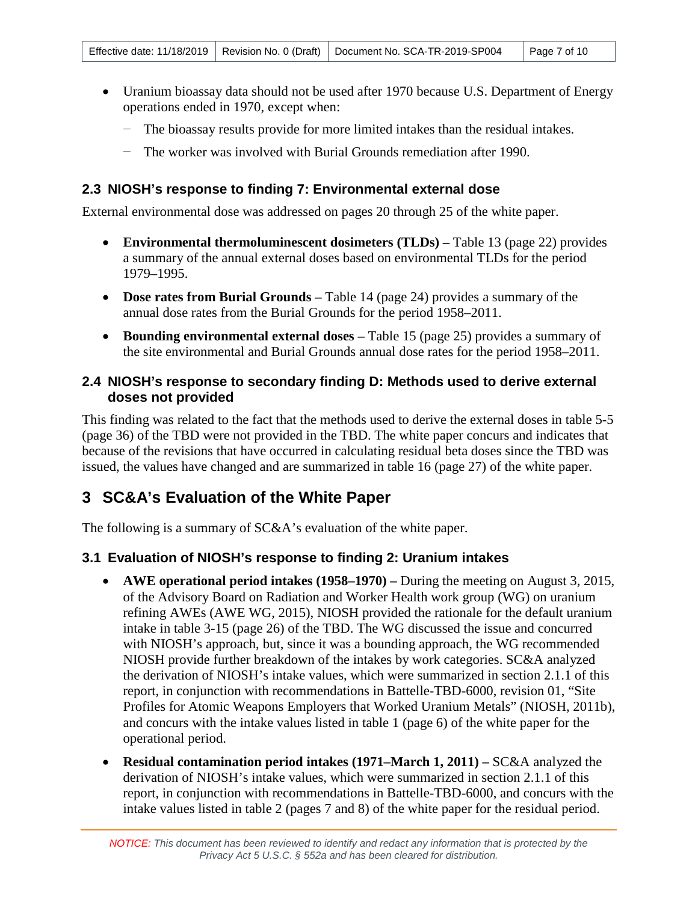- Uranium bioassay data should not be used after 1970 because U.S. Department of Energy operations ended in 1970, except when:
  - The bioassay results provide for more limited intakes than the residual intakes.
  - The worker was involved with Burial Grounds remediation after 1990.

### 2.3 NIOSH's response to finding 7: Environmental external dose

External environmental dose was addressed on pages 20 through 25 of the white paper.

- **Environmental thermoluminescent dosimeters (TLDs) –** Table 13 (page 22) provides a summary of the annual external doses based on environmental TLDs for the period 1979–1995.
- **Dose rates from Burial Grounds –** Table 14 (page 24) provides a summary of the annual dose rates from the Burial Grounds for the period 1958–2011.
- **Bounding environmental external doses –** Table 15 (page 25) provides a summary of the site environmental and Burial Grounds annual dose rates for the period 1958–2011.

### 2.4 NIOSH's response to secondary finding D: Methods used to derive external doses not provided

This finding was related to the fact that the methods used to derive the external doses in table 5-5 (page 36) of the TBD were not provided in the TBD. The white paper concurs and indicates that because of the revisions that have occurred in calculating residual beta doses since the TBD was issued, the values have changed and are summarized in table 16 (page 27) of the white paper.

## 3 SC&A's Evaluation of the White Paper

The following is a summary of SC&A's evaluation of the white paper.

### 3.1 Evaluation of NIOSH's response to finding 2: Uranium intakes

- **AWE operational period intakes (1958–1970) –** During the meeting on August 3, 2015, of the Advisory Board on Radiation and Worker Health work group (WG) on uranium refining AWEs (AWE WG, 2015), NIOSH provided the rationale for the default uranium intake in table 3-15 (page 26) of the TBD. The WG discussed the issue and concurred with NIOSH's approach, but, since it was a bounding approach, the WG recommended NIOSH provide further breakdown of the intakes by work categories. SC&A analyzed the derivation of NIOSH's intake values, which were summarized in section 2.1.1 of this report, in conjunction with recommendations in Battelle-TBD-6000, revision 01, "Site Profiles for Atomic Weapons Employers that Worked Uranium Metals" (NIOSH, 2011b), and concurs with the intake values listed in table 1 (page 6) of the white paper for the operational period.
- **Residual contamination period intakes (1971–March 1, 2011) –** SC&A analyzed the derivation of NIOSH's intake values, which were summarized in section 2.1.1 of this report, in conjunction with recommendations in Battelle-TBD-6000, and concurs with the intake values listed in table 2 (pages 7 and 8) of the white paper for the residual period.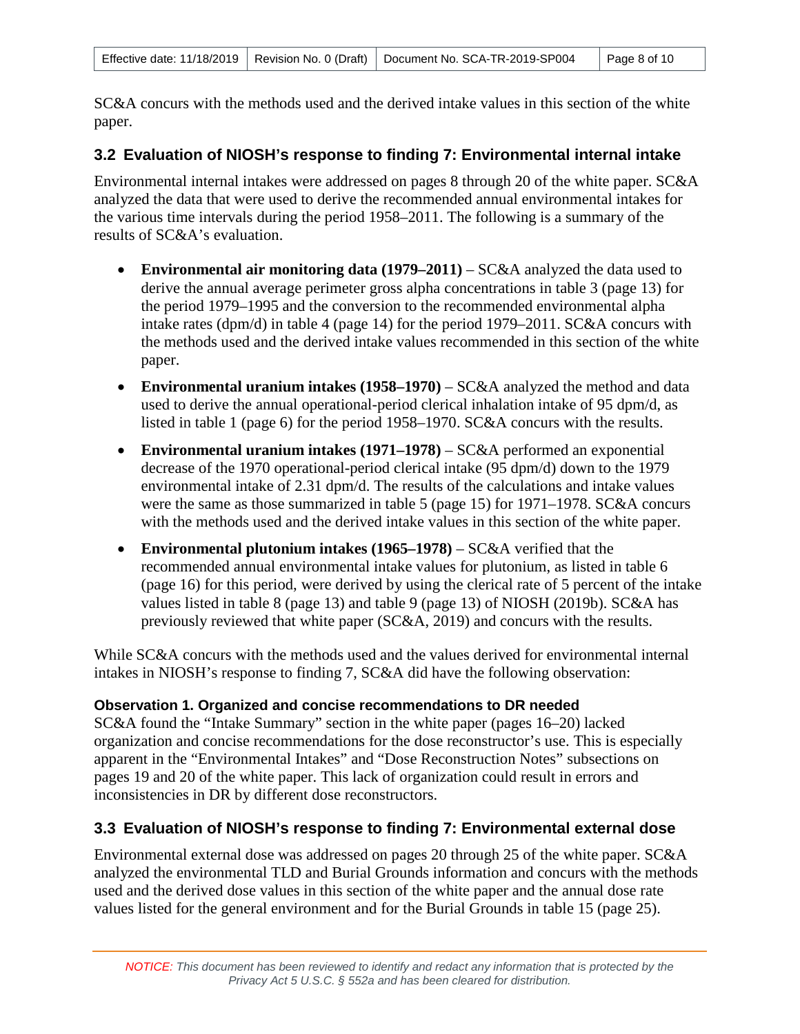SC&A concurs with the methods used and the derived intake values in this section of the white paper.

## 3.2 Evaluation of NIOSH's response to finding 7: Environmental internal intake

Environmental internal intakes were addressed on pages 8 through 20 of the white paper. SC&A analyzed the data that were used to derive the recommended annual environmental intakes for the various time intervals during the period 1958–2011. The following is a summary of the results of SC&A's evaluation.

- **Environmental air monitoring data (1979–2011)** – SC&A analyzed the data used to derive the annual average perimeter gross alpha concentrations in table 3 (page 13) for the period 1979–1995 and the conversion to the recommended environmental alpha intake rates (dpm/d) in table 4 (page 14) for the period 1979–2011. SC&A concurs with the methods used and the derived intake values recommended in this section of the white paper.
- **Environmental uranium intakes (1958–1970)** – SC&A analyzed the method and data used to derive the annual operational-period clerical inhalation intake of 95 dpm/d, as listed in table 1 (page 6) for the period 1958–1970. SC&A concurs with the results.
- **Environmental uranium intakes (1971–1978)** – SC&A performed an exponential decrease of the 1970 operational-period clerical intake (95 dpm/d) down to the 1979 environmental intake of 2.31 dpm/d. The results of the calculations and intake values were the same as those summarized in table 5 (page 15) for 1971–1978. SC&A concurs with the methods used and the derived intake values in this section of the white paper.
- **Environmental plutonium intakes (1965–1978)** – SC&A verified that the recommended annual environmental intake values for plutonium, as listed in table 6 (page 16) for this period, were derived by using the clerical rate of 5 percent of the intake values listed in table 8 (page 13) and table 9 (page 13) of NIOSH (2019b). SC&A has previously reviewed that white paper (SC&A, 2019) and concurs with the results.

While SC&A concurs with the methods used and the values derived for environmental internal intakes in NIOSH's response to finding 7, SC&A did have the following observation:

#### Observation 1. Organized and concise recommendations to DR needed

SC&A found the "Intake Summary" section in the white paper (pages 16–20) lacked organization and concise recommendations for the dose reconstructor's use. This is especially apparent in the "Environmental Intakes" and "Dose Reconstruction Notes" subsections on pages 19 and 20 of the white paper. This lack of organization could result in errors and inconsistencies in DR by different dose reconstructors.

## 3.3 Evaluation of NIOSH's response to finding 7: Environmental external dose

Environmental external dose was addressed on pages 20 through 25 of the white paper. SC&A analyzed the environmental TLD and Burial Grounds information and concurs with the methods used and the derived dose values in this section of the white paper and the annual dose rate values listed for the general environment and for the Burial Grounds in table 15 (page 25).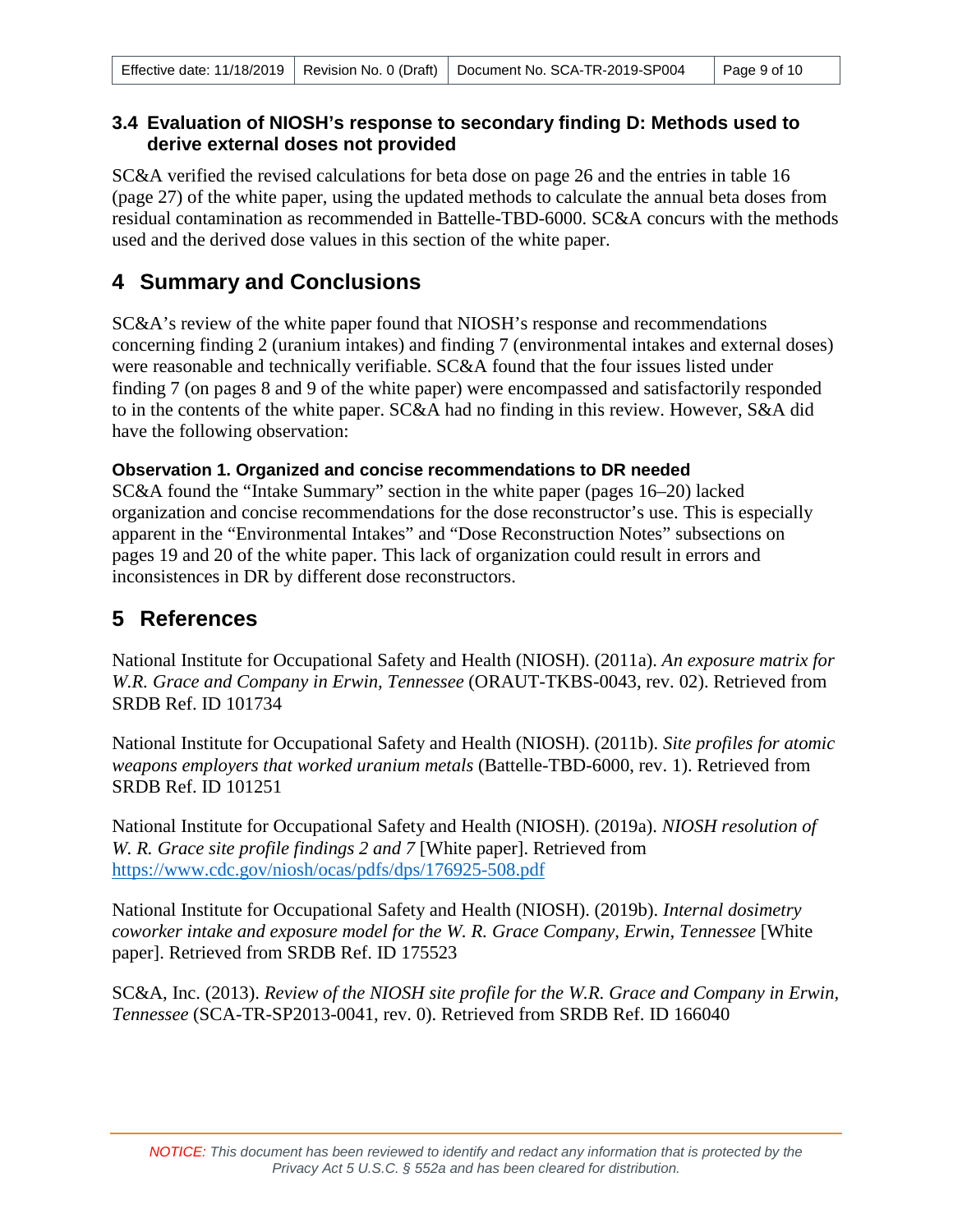### 3.4 Evaluation of NIOSH's response to secondary finding D: Methods used to derive external doses not provided

SC&A verified the revised calculations for beta dose on page 26 and the entries in table 16 (page 27) of the white paper, using the updated methods to calculate the annual beta doses from residual contamination as recommended in Battelle-TBD-6000. SC&A concurs with the methods used and the derived dose values in this section of the white paper.

## 4 Summary and Conclusions

SC&A's review of the white paper found that NIOSH's response and recommendations concerning finding 2 (uranium intakes) and finding 7 (environmental intakes and external doses) were reasonable and technically verifiable. SC&A found that the four issues listed under finding 7 (on pages 8 and 9 of the white paper) were encompassed and satisfactorily responded to in the contents of the white paper. SC&A had no finding in this review. However, S&A did have the following observation:

**Observation 1. Organized and concise recommendations to DR needed**

SC&A found the "Intake Summary" section in the white paper (pages 16–20) lacked organization and concise recommendations for the dose reconstructor's use. This is especially apparent in the "Environmental Intakes" and "Dose Reconstruction Notes" subsections on pages 19 and 20 of the white paper. This lack of organization could result in errors and inconsistences in DR by different dose reconstructors.

## 5 References

National Institute for Occupational Safety and Health (NIOSH). (2011a). *An exposure matrix for W.R. Grace and Company in Erwin, Tennessee* (ORAUT-TKBS-0043, rev. 02). Retrieved from SRDB Ref. ID 101734

National Institute for Occupational Safety and Health (NIOSH). (2011b). *Site profiles for atomic weapons employers that worked uranium metals* (Battelle-TBD-6000, rev. 1). Retrieved from SRDB Ref. ID 101251

National Institute for Occupational Safety and Health (NIOSH). (2019a). *NIOSH resolution of W. R. Grace site profile findings 2 and 7* [White paper]. Retrieved from https://www.cdc.gov/niosh/ocas/pdfs/dps/176925-508.pdf

National Institute for Occupational Safety and Health (NIOSH). (2019b). *Internal dosimetry coworker intake and exposure model for the W. R. Grace Company, Erwin, Tennessee* [White paper]. Retrieved from SRDB Ref. ID 175523

SC&A, Inc. (2013). *Review of the NIOSH site profile for the W.R. Grace and Company in Erwin, Tennessee* (SCA-TR-SP2013-0041, rev. 0). Retrieved from SRDB Ref. ID 166040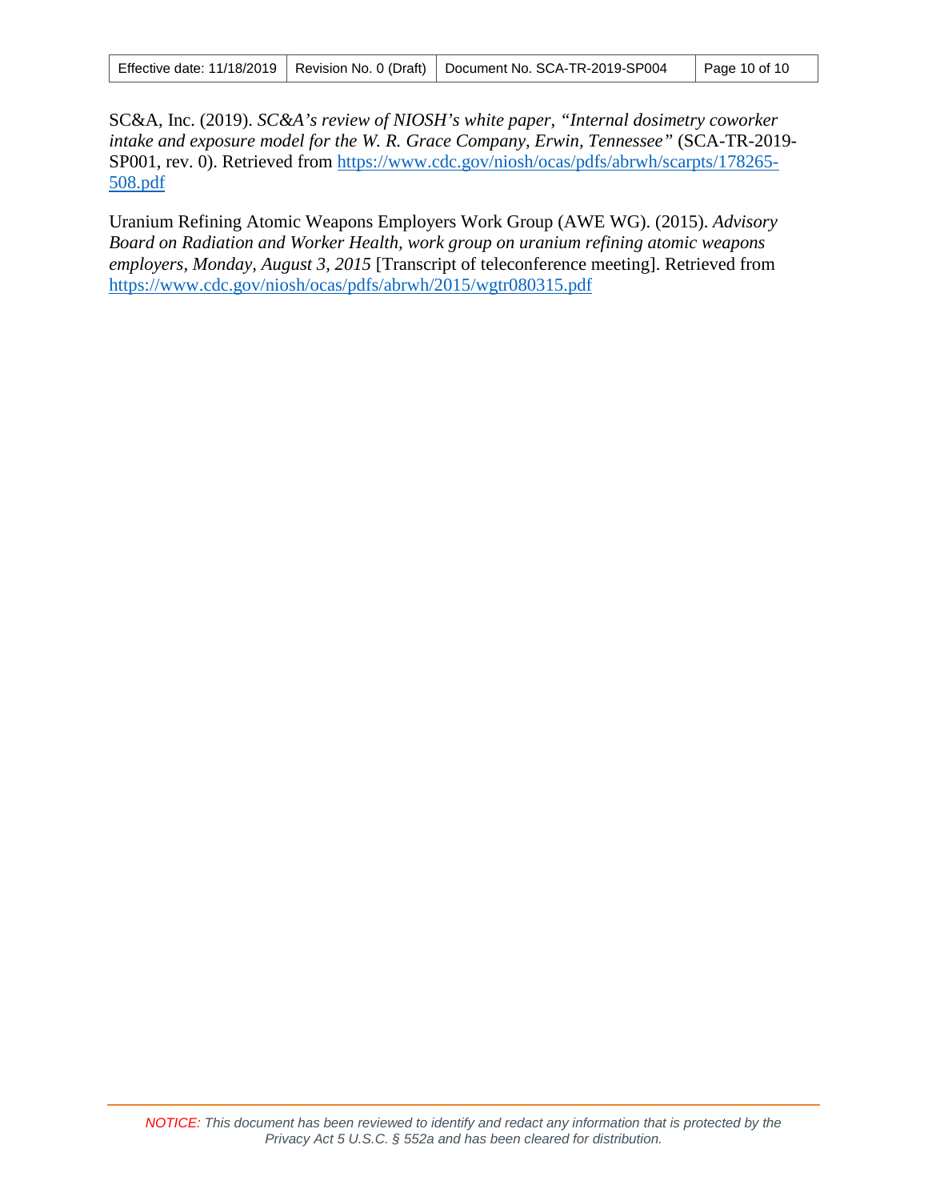SC&A, Inc. (2019). *SC&A's review of NIOSH's white paper, "Internal dosimetry coworker intake and exposure model for the W. R. Grace Company, Erwin, Tennessee"* (SCA-TR-2019-SP001, rev. 0). Retrieved from https://www.cdc.gov/niosh/ocas/pdfs/abrwh/scarpts/178265-508.pdf

Uranium Refining Atomic Weapons Employers Work Group (AWE WG). (2015). *Advisory Board on Radiation and Worker Health, work group on uranium refining atomic weapons employers, Monday, August 3, 2015* [Transcript of teleconference meeting]. Retrieved from https://www.cdc.gov/niosh/ocas/pdfs/abrwh/2015/wgtr080315.pdf